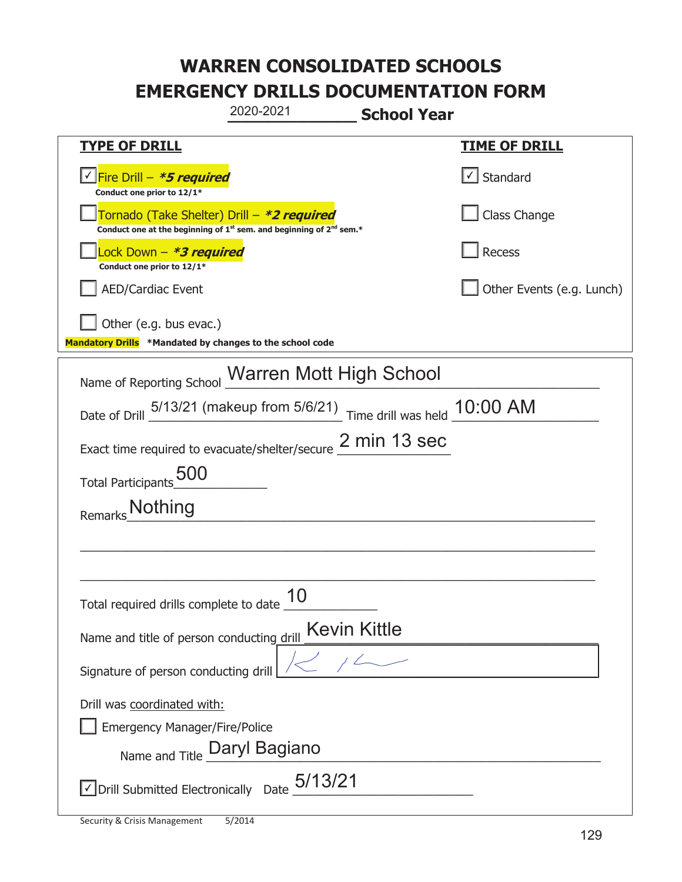# WARREN CONSOLIDATED SCHOOLS
# EMERGENCY DRILLS DOCUMENTATION FORM

2020-2021 **School Year**

| **TYPE OF DRILL** | **TIME OF DRILL** |
|---|---|
| ☑ Fire Drill – ***5 required*** <br> **Conduct one prior to 12/1*** | ☑ Standard |
| ☐ Tornado (Take Shelter) Drill – ***2 required*** <br> **Conduct one at the beginning of 1st sem. and beginning of 2nd sem.*** | ☐ Class Change |
| ☐ Lock Down – ***3 required*** <br> **Conduct one prior to 12/1*** | ☐ Recess |
| ☐ AED/Cardiac Event | ☐ Other Events (e.g. Lunch) |
| ☐ Other (e.g. bus evac.) | |

**Mandatory Drills** **\*Mandated by changes to the school code**

Name of Reporting School: Warren Mott High School

Date of Drill: 5/13/21 (makeup from 5/6/21) Time drill was held: 10:00 AM

Exact time required to evacuate/shelter/secure: 2 min 13 sec

Total Participants: 500

Remarks: Nothing

Total required drills complete to date: 10

Name and title of person conducting drill: Kevin Kittle

Signature of person conducting drill: [signature]

Drill was coordinated with:

☐ Emergency Manager/Fire/Police

Name and Title: Daryl Bagiano

☑ Drill Submitted Electronically Date: 5/13/21

Security & Crisis Management 5/2014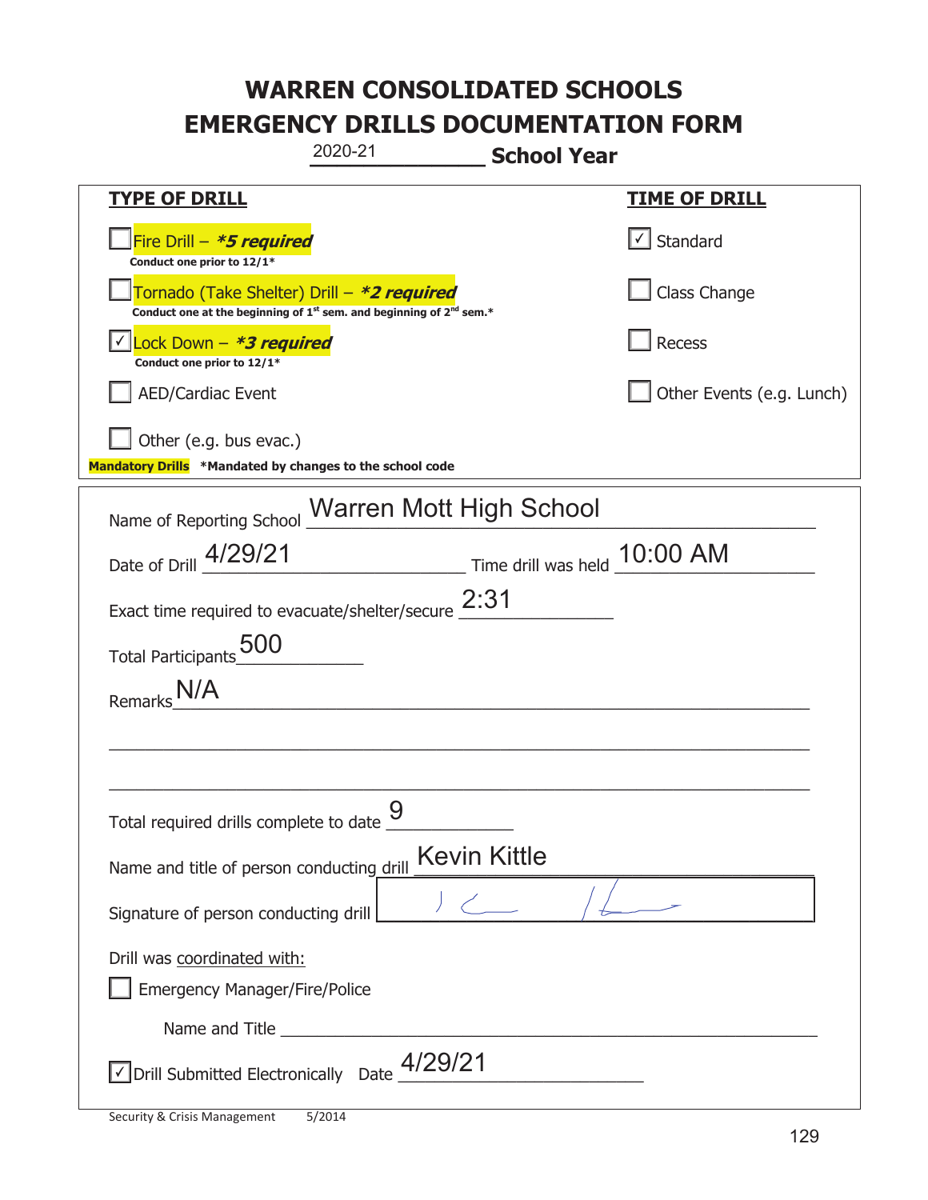# WARREN CONSOLIDATED SCHOOLS
# EMERGENCY DRILLS DOCUMENTATION FORM

2020-21 **School Year**

| **TYPE OF DRILL** | **TIME OF DRILL** |
|---|---|
| ☐ Fire Drill – ***5 required** <br> **Conduct one prior to 12/1*** | ☑ Standard |
| ☐ Tornado (Take Shelter) Drill – ***2 required** <br> **Conduct one at the beginning of 1st sem. and beginning of 2nd sem.*** | ☐ Class Change |
| ☑ Lock Down – ***3 required** <br> **Conduct one prior to 12/1*** | ☐ Recess |
| ☐ AED/Cardiac Event | ☐ Other Events (e.g. Lunch) |
| ☐ Other (e.g. bus evac.) | |

**Mandatory Drills** ***Mandated by changes to the school code**

Name of Reporting School: Warren Mott High School

Date of Drill: 4/29/21 Time drill was held: 10:00 AM

Exact time required to evacuate/shelter/secure: 2:31

Total Participants: 500

Remarks: N/A

Total required drills complete to date: 9

Name and title of person conducting drill: Kevin Kittle

Signature of person conducting drill: [signature]

Drill was coordinated with:

☐ Emergency Manager/Fire/Police

Name and Title: ______

☑ Drill Submitted Electronically Date: 4/29/21

Security & Crisis Management 5/2014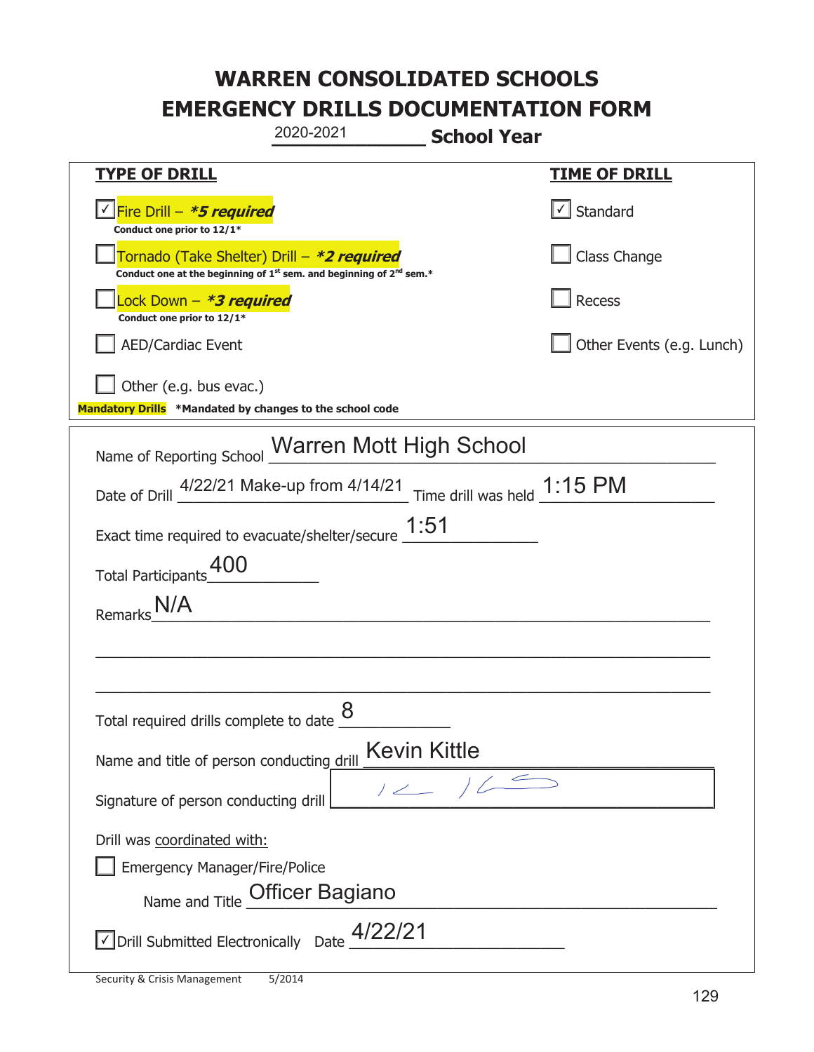# WARREN CONSOLIDATED SCHOOLS
# EMERGENCY DRILLS DOCUMENTATION FORM

2020-2021 **School Year**

| **TYPE OF DRILL** | **TIME OF DRILL** |
|---|---|
| ☑ Fire Drill – ***5 required*** <br> **Conduct one prior to 12/1*** | ☑ Standard |
| ☐ Tornado (Take Shelter) Drill – ***2 required*** <br> **Conduct one at the beginning of 1st sem. and beginning of 2nd sem.*** | ☐ Class Change |
| ☐ Lock Down – ***3 required*** <br> **Conduct one prior to 12/1*** | ☐ Recess |
| ☐ AED/Cardiac Event | ☐ Other Events (e.g. Lunch) |
| ☐ Other (e.g. bus evac.) | |

**Mandatory Drills** **\*Mandated by changes to the school code**

Name of Reporting School: Warren Mott High School

Date of Drill: 4/22/21 Make-up from 4/14/21 Time drill was held: 1:15 PM

Exact time required to evacuate/shelter/secure: 1:51

Total Participants: 400

Remarks: N/A

Total required drills complete to date: 8

Name and title of person conducting drill: Kevin Kittle

Signature of person conducting drill: [signature]

Drill was coordinated with:

☐ Emergency Manager/Fire/Police

Name and Title: Officer Bagiano

☑ Drill Submitted Electronically Date: 4/22/21

Security & Crisis Management 5/2014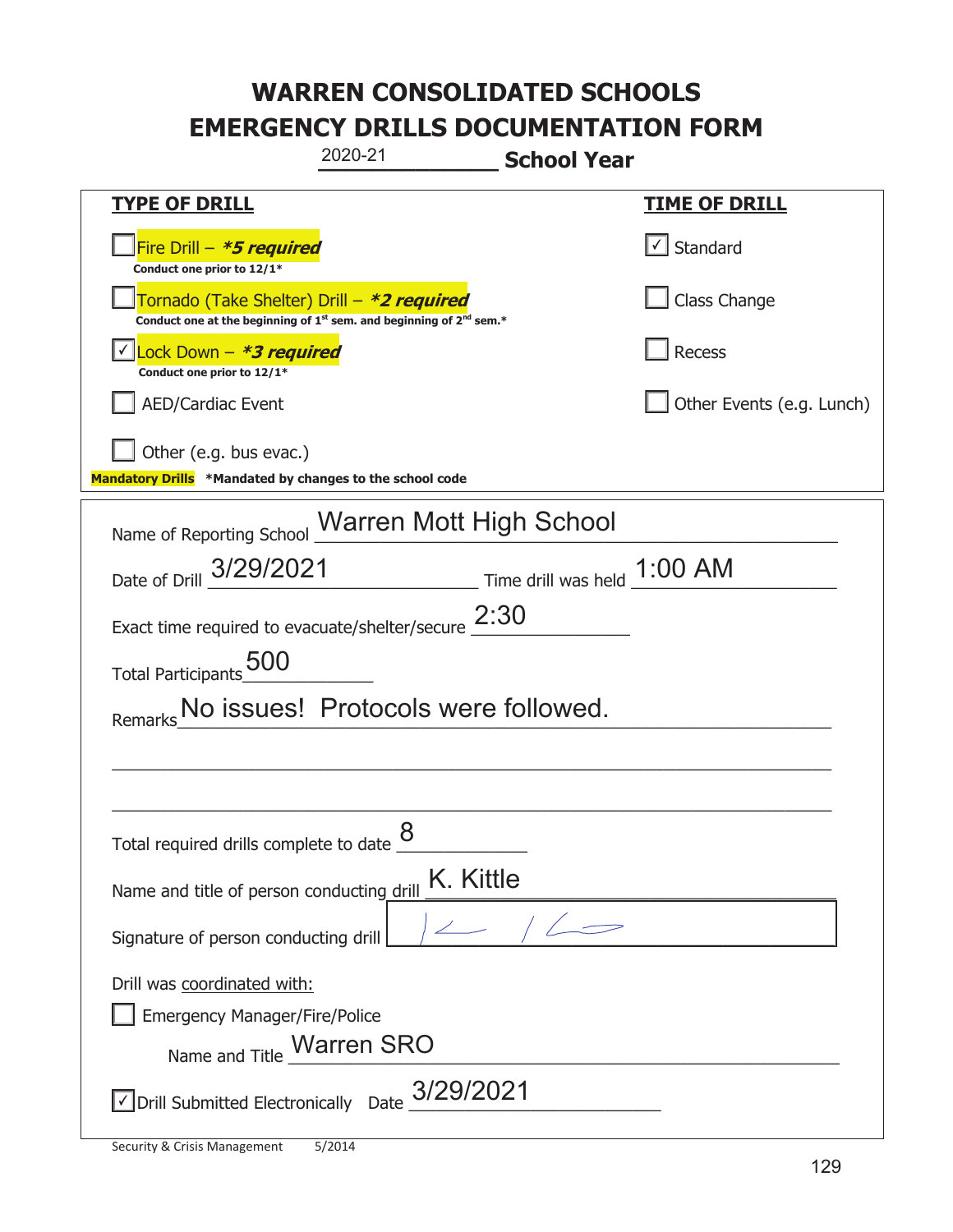# WARREN CONSOLIDATED SCHOOLS
# EMERGENCY DRILLS DOCUMENTATION FORM

2020-21 **School Year**

| **TYPE OF DRILL** | **TIME OF DRILL** |
|---|---|
| ☐ Fire Drill – ***5 required***<br>**Conduct one prior to 12/1*** | ☑ Standard |
| ☐ Tornado (Take Shelter) Drill – ***2 required***<br>**Conduct one at the beginning of 1st sem. and beginning of 2nd sem.*** | ☐ Class Change |
| ☑ Lock Down – ***3 required***<br>**Conduct one prior to 12/1*** | ☐ Recess |
| ☐ AED/Cardiac Event | ☐ Other Events (e.g. Lunch) |
| ☐ Other (e.g. bus evac.) | |

**Mandatory Drills** **\*Mandated by changes to the school code**

Name of Reporting School: Warren Mott High School

Date of Drill: 3/29/2021 Time drill was held: 1:00 AM

Exact time required to evacuate/shelter/secure: 2:30

Total Participants: 500

Remarks: No issues! Protocols were followed.

Total required drills complete to date: 8

Name and title of person conducting drill: K. Kittle

Signature of person conducting drill: [signature]

Drill was coordinated with:

☐ Emergency Manager/Fire/Police

Name and Title: Warren SRO

☑ Drill Submitted Electronically Date: 3/29/2021

Security & Crisis Management 5/2014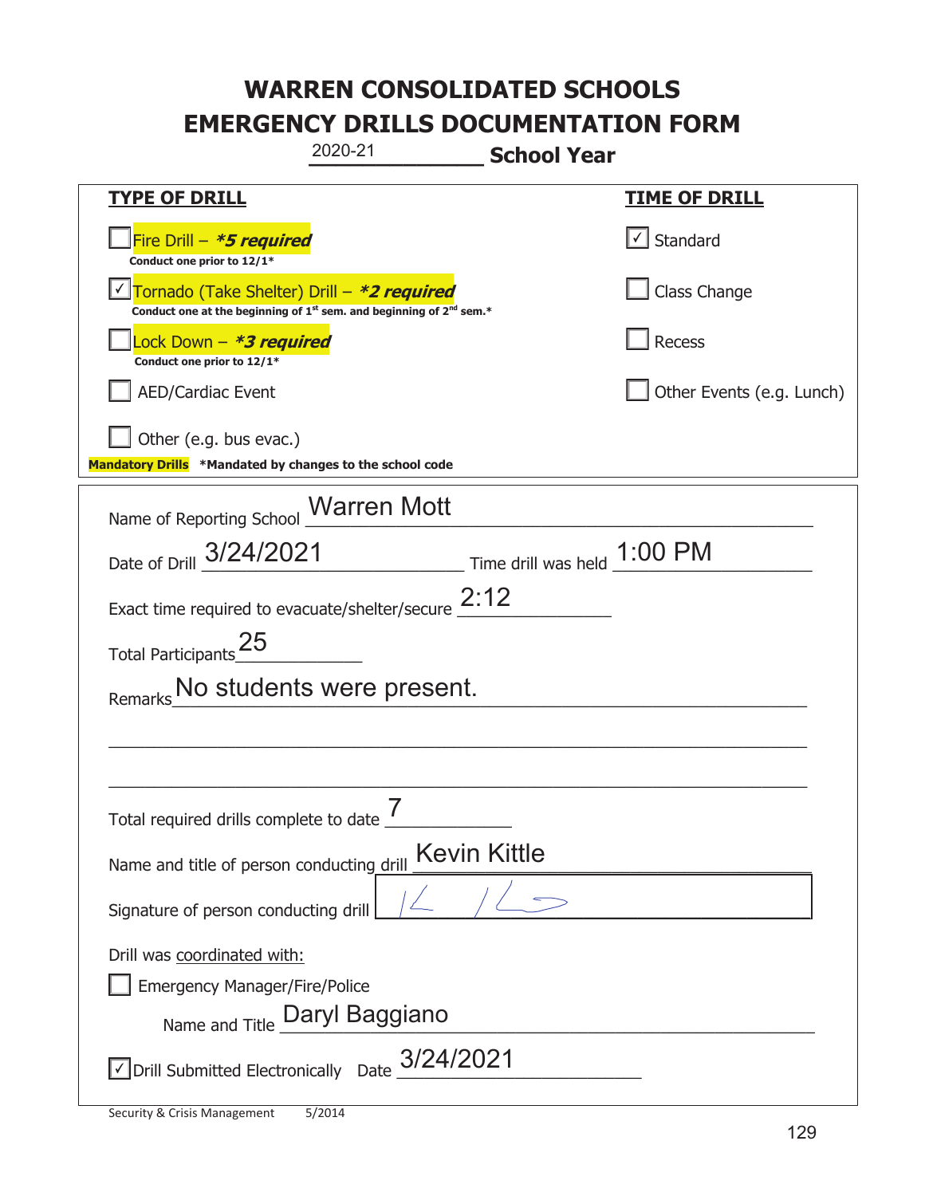# WARREN CONSOLIDATED SCHOOLS
# EMERGENCY DRILLS DOCUMENTATION FORM

2020-21 **School Year**

| **TYPE OF DRILL** | **TIME OF DRILL** |
|---|---|
| ☐ Fire Drill – ***\*5 required*** <br> **Conduct one prior to 12/1\*** | ☑ Standard |
| ☑ Tornado (Take Shelter) Drill – ***\*2 required*** <br> **Conduct one at the beginning of 1st sem. and beginning of 2nd sem.\*** | ☐ Class Change |
| ☐ Lock Down – ***\*3 required*** <br> **Conduct one prior to 12/1\*** | ☐ Recess |
| ☐ AED/Cardiac Event | ☐ Other Events (e.g. Lunch) |
| ☐ Other (e.g. bus evac.) | |

**Mandatory Drills** **\*Mandated by changes to the school code**

Name of Reporting School: Warren Mott

Date of Drill: 3/24/2021 Time drill was held: 1:00 PM

Exact time required to evacuate/shelter/secure: 2:12

Total Participants: 25

Remarks: No students were present.

Total required drills complete to date: 7

Name and title of person conducting drill: Kevin Kittle

Signature of person conducting drill: [signature]

Drill was coordinated with:

☐ Emergency Manager/Fire/Police

Name and Title: Daryl Baggiano

☑ Drill Submitted Electronically Date: 3/24/2021

Security & Crisis Management 5/2014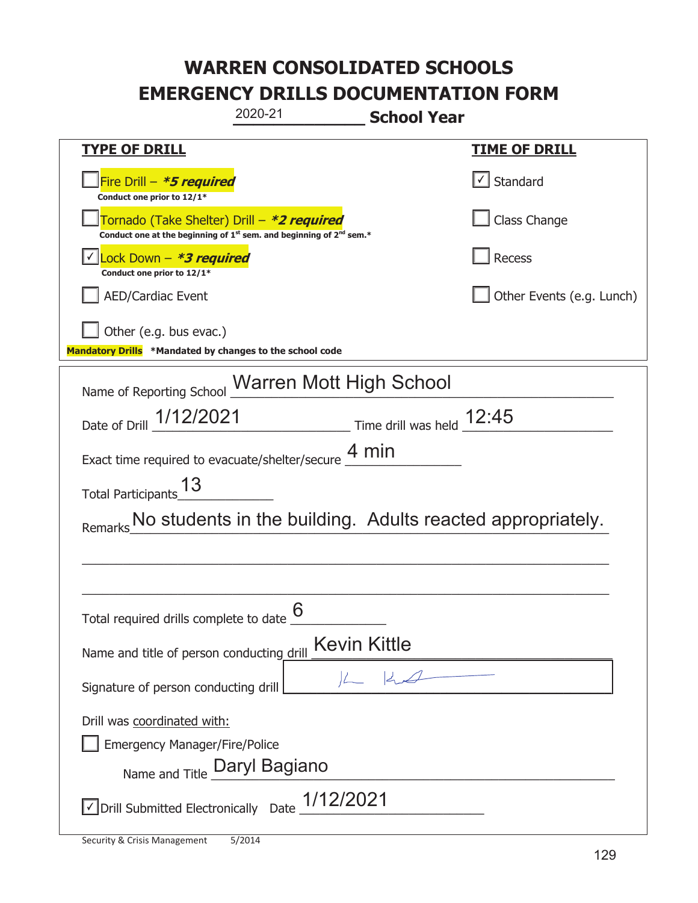# WARREN CONSOLIDATED SCHOOLS
# EMERGENCY DRILLS DOCUMENTATION FORM

2020-21 **School Year**

| **TYPE OF DRILL** | **TIME OF DRILL** |
|---|---|
| ☐ Fire Drill – ***5 required*** <br> **Conduct one prior to 12/1*** | ☑ Standard |
| ☐ Tornado (Take Shelter) Drill – ***2 required*** <br> **Conduct one at the beginning of 1st sem. and beginning of 2nd sem.*** | ☐ Class Change |
| ☑ Lock Down – ***3 required*** <br> **Conduct one prior to 12/1*** | ☐ Recess |
| ☐ AED/Cardiac Event | ☐ Other Events (e.g. Lunch) |
| ☐ Other (e.g. bus evac.) | |

**Mandatory Drills** **\*Mandated by changes to the school code**

Name of Reporting School: Warren Mott High School

Date of Drill: 1/12/2021 Time drill was held: 12:45

Exact time required to evacuate/shelter/secure: 4 min

Total Participants: 13

Remarks: No students in the building. Adults reacted appropriately.

Total required drills complete to date: 6

Name and title of person conducting drill: Kevin Kittle

Signature of person conducting drill: [signature]

Drill was coordinated with:

☐ Emergency Manager/Fire/Police

Name and Title: Daryl Bagiano

☑ Drill Submitted Electronically Date: 1/12/2021

Security & Crisis Management 5/2014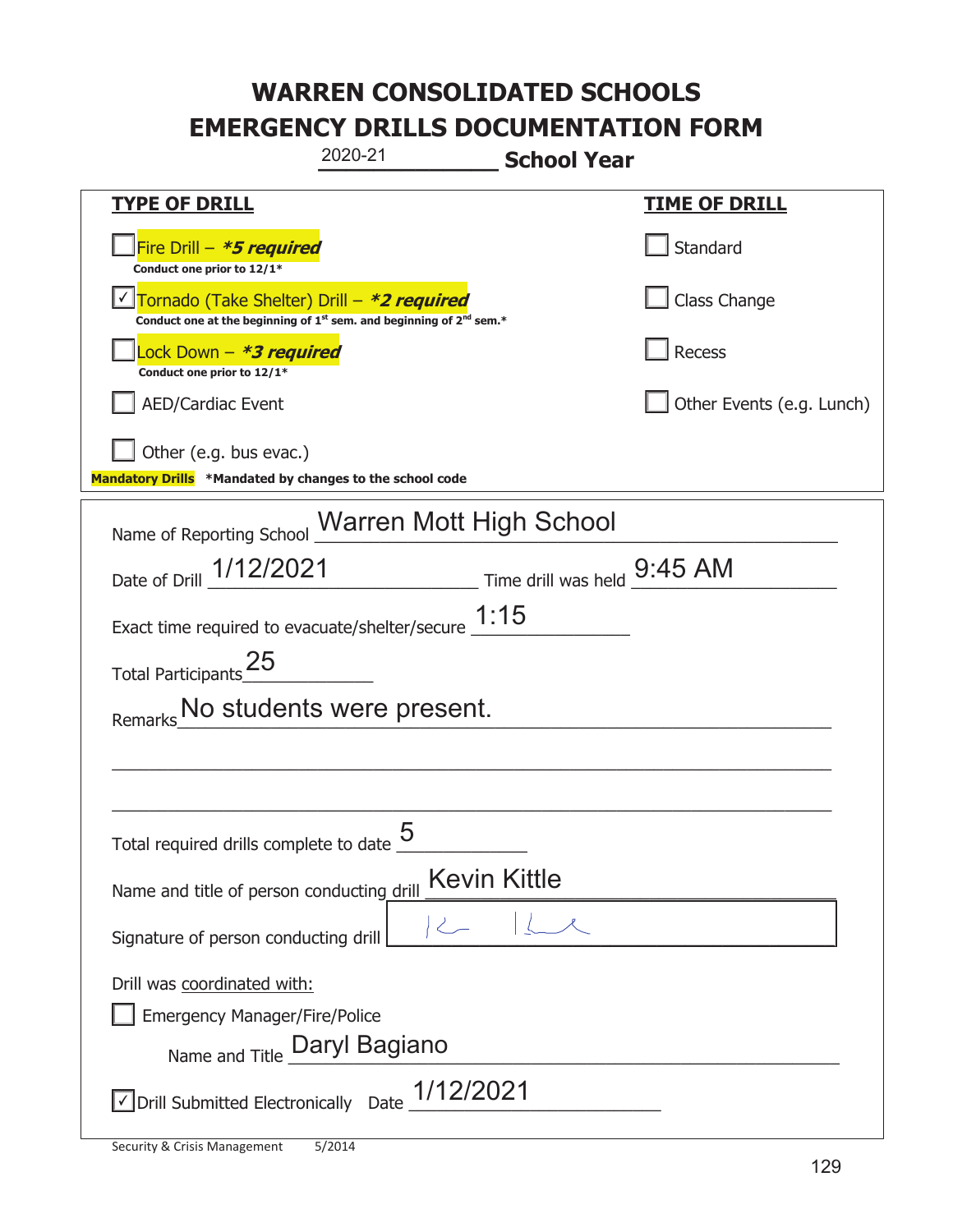# WARREN CONSOLIDATED SCHOOLS
# EMERGENCY DRILLS DOCUMENTATION FORM

2020-21 **School Year**

| **TYPE OF DRILL** | **TIME OF DRILL** |
|---|---|
| ☐ Fire Drill – ***5 required*** <br> **Conduct one prior to 12/1*** | ☐ Standard |
| ☑ Tornado (Take Shelter) Drill – ***2 required*** <br> **Conduct one at the beginning of 1st sem. and beginning of 2nd sem.*** | ☐ Class Change |
| ☐ Lock Down – ***3 required*** <br> **Conduct one prior to 12/1*** | ☐ Recess |
| ☐ AED/Cardiac Event | ☐ Other Events (e.g. Lunch) |
| ☐ Other (e.g. bus evac.) | |

**Mandatory Drills** **\*Mandated by changes to the school code**

Name of Reporting School: Warren Mott High School

Date of Drill: 1/12/2021 Time drill was held: 9:45 AM

Exact time required to evacuate/shelter/secure: 1:15

Total Participants: 25

Remarks: No students were present.

Total required drills complete to date: 5

Name and title of person conducting drill: Kevin Kittle

Signature of person conducting drill: [signature]

Drill was coordinated with:

☐ Emergency Manager/Fire/Police

Name and Title: Daryl Bagiano

☑ Drill Submitted Electronically Date: 1/12/2021

Security & Crisis Management 5/2014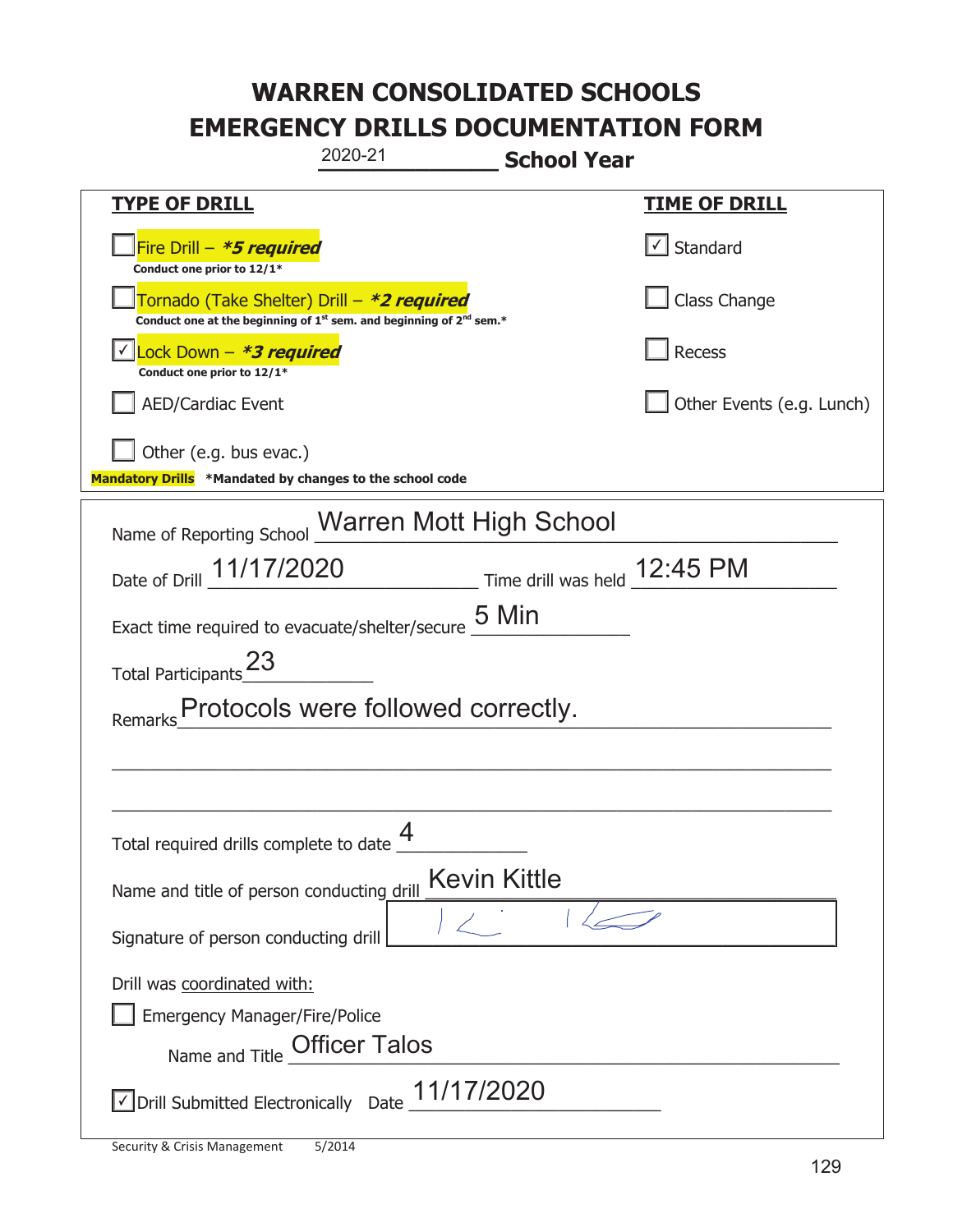# WARREN CONSOLIDATED SCHOOLS
# EMERGENCY DRILLS DOCUMENTATION FORM

2020-21 **School Year**

| **TYPE OF DRILL** | **TIME OF DRILL** |
|---|---|
| ☐ Fire Drill – ***\*5 required*** <br> **Conduct one prior to 12/1\*** | ☑ Standard |
| ☐ Tornado (Take Shelter) Drill – ***\*2 required*** <br> **Conduct one at the beginning of 1st sem. and beginning of 2nd sem.\*** | ☐ Class Change |
| ☑ Lock Down – ***\*3 required*** <br> **Conduct one prior to 12/1\*** | ☐ Recess |
| ☐ AED/Cardiac Event | ☐ Other Events (e.g. Lunch) |
| ☐ Other (e.g. bus evac.) | |

**Mandatory Drills** **\*Mandated by changes to the school code**

Name of Reporting School: Warren Mott High School

Date of Drill: 11/17/2020 Time drill was held: 12:45 PM

Exact time required to evacuate/shelter/secure: 5 Min

Total Participants: 23

Remarks: Protocols were followed correctly.

Total required drills complete to date: 4

Name and title of person conducting drill: Kevin Kittle

Signature of person conducting drill: [signature]

Drill was coordinated with:

☐ Emergency Manager/Fire/Police

Name and Title: Officer Talos

☑ Drill Submitted Electronically Date: 11/17/2020

Security & Crisis Management 5/2014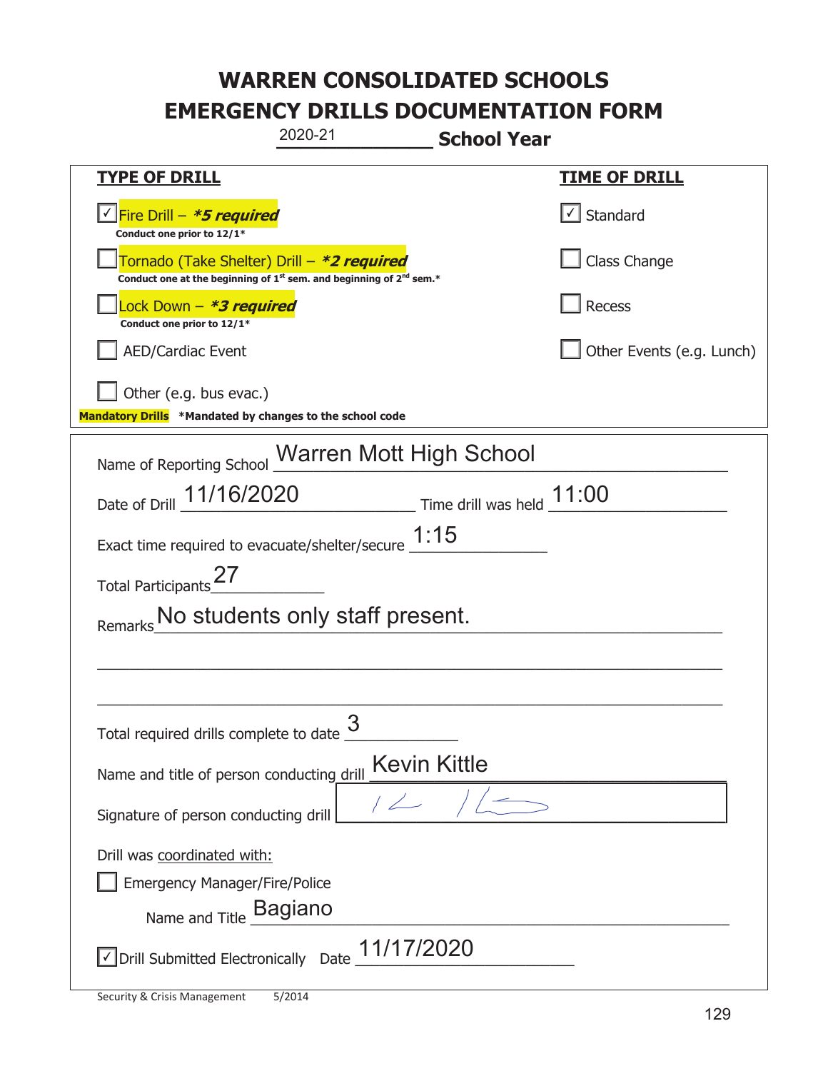# WARREN CONSOLIDATED SCHOOLS
# EMERGENCY DRILLS DOCUMENTATION FORM

2020-21 **School Year**

| **TYPE OF DRILL** | **TIME OF DRILL** |
|---|---|
| ☑ Fire Drill – ***5 required***<br>**Conduct one prior to 12/1*** | ☑ Standard |
| ☐ Tornado (Take Shelter) Drill – ***2 required***<br>**Conduct one at the beginning of 1st sem. and beginning of 2nd sem.*** | ☐ Class Change |
| ☐ Lock Down – ***3 required***<br>**Conduct one prior to 12/1*** | ☐ Recess |
| ☐ AED/Cardiac Event | ☐ Other Events (e.g. Lunch) |
| ☐ Other (e.g. bus evac.) | |

**Mandatory Drills** ***Mandated by changes to the school code**

Name of Reporting School: Warren Mott High School

Date of Drill: 11/16/2020 Time drill was held: 11:00

Exact time required to evacuate/shelter/secure: 1:15

Total Participants: 27

Remarks: No students only staff present.

Total required drills complete to date: 3

Name and title of person conducting drill: Kevin Kittle

Signature of person conducting drill: [signature]

Drill was coordinated with:

☐ Emergency Manager/Fire/Police

Name and Title: Bagiano

☑ Drill Submitted Electronically Date: 11/17/2020

Security & Crisis Management 5/2014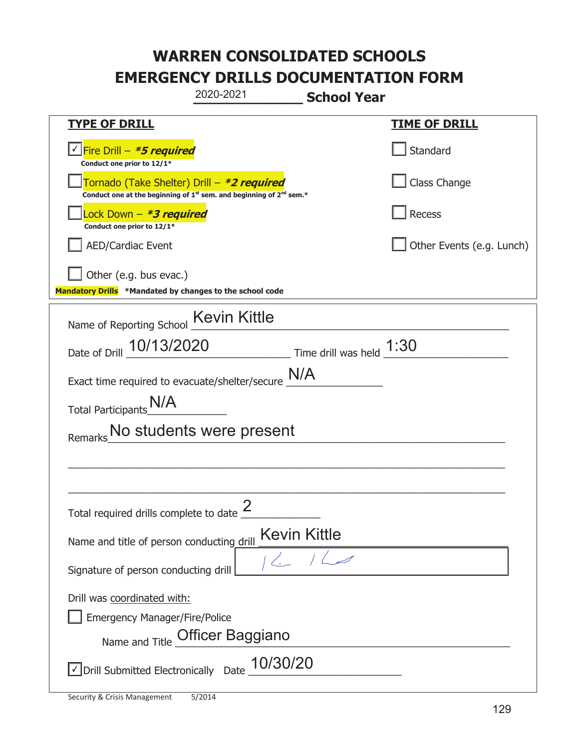# WARREN CONSOLIDATED SCHOOLS
# EMERGENCY DRILLS DOCUMENTATION FORM

2020-2021 **School Year**

| **TYPE OF DRILL** | **TIME OF DRILL** |
|---|---|
| ☑ Fire Drill – ***5 required*** <br> **Conduct one prior to 12/1*** | ☐ Standard |
| ☐ Tornado (Take Shelter) Drill – ***2 required*** <br> **Conduct one at the beginning of 1st sem. and beginning of 2nd sem.*** | ☐ Class Change |
| ☐ Lock Down – ***3 required*** <br> **Conduct one prior to 12/1*** | ☐ Recess |
| ☐ AED/Cardiac Event | ☐ Other Events (e.g. Lunch) |
| ☐ Other (e.g. bus evac.) | |

**Mandatory Drills** **\*Mandated by changes to the school code**

Name of Reporting School: Kevin Kittle

Date of Drill: 10/13/2020 Time drill was held: 1:30

Exact time required to evacuate/shelter/secure: N/A

Total Participants: N/A

Remarks: No students were present

Total required drills complete to date: 2

Name and title of person conducting drill: Kevin Kittle

Signature of person conducting drill: [signature]

Drill was coordinated with:

☐ Emergency Manager/Fire/Police

Name and Title: Officer Baggiano

☑ Drill Submitted Electronically Date: 10/30/20

Security & Crisis Management 5/2014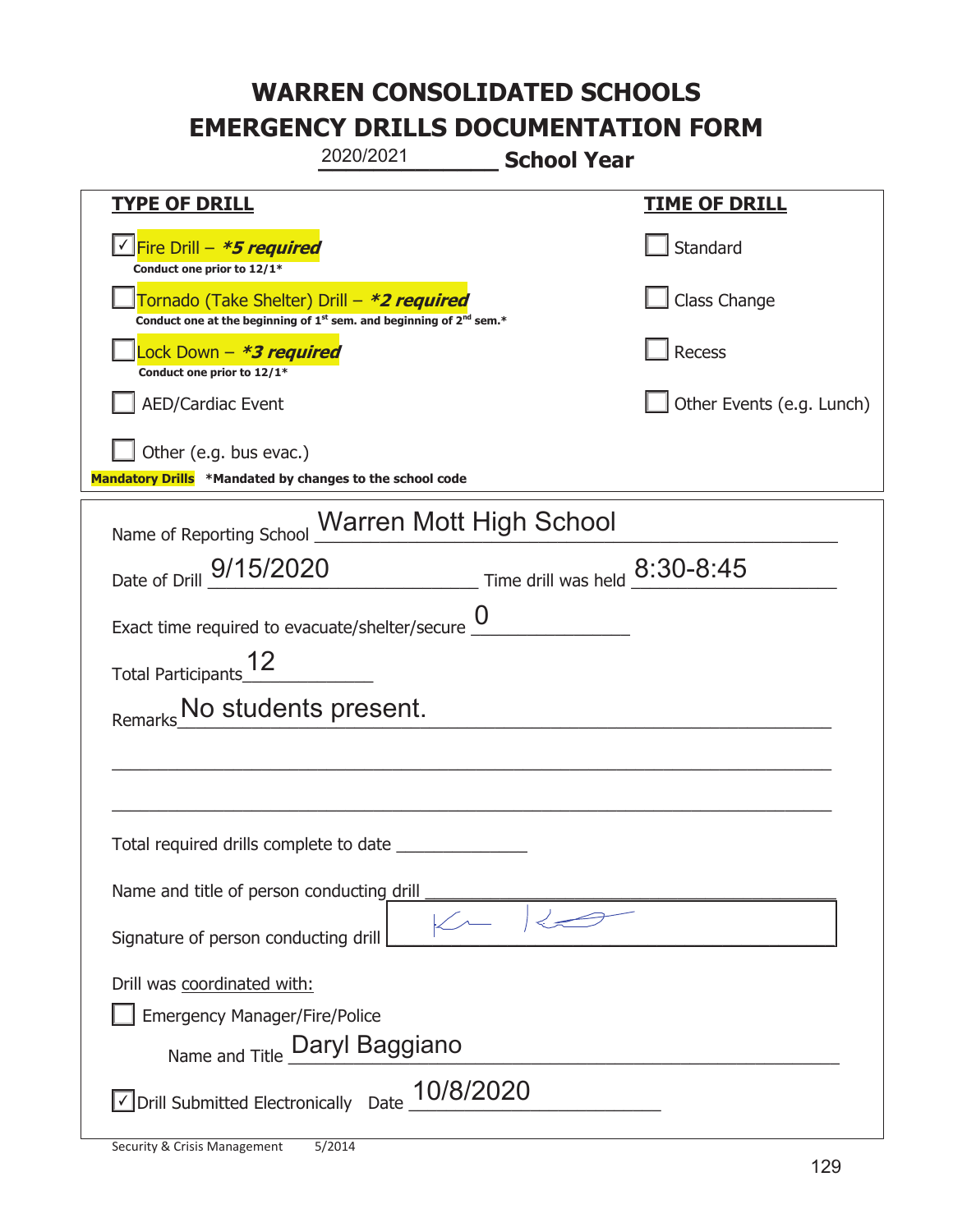# WARREN CONSOLIDATED SCHOOLS
# EMERGENCY DRILLS DOCUMENTATION FORM

2020/2021 **School Year**

| **TYPE OF DRILL** | **TIME OF DRILL** |
|---|---|
| ☑ Fire Drill – ***5 required** <br> **Conduct one prior to 12/1*** | ☐ Standard |
| ☐ Tornado (Take Shelter) Drill – ***2 required** <br> **Conduct one at the beginning of 1st sem. and beginning of 2nd sem.*** | ☐ Class Change |
| ☐ Lock Down – ***3 required** <br> **Conduct one prior to 12/1*** | ☐ Recess |
| ☐ AED/Cardiac Event | ☐ Other Events (e.g. Lunch) |
| ☐ Other (e.g. bus evac.) | |

**Mandatory Drills** ***Mandated by changes to the school code**

Name of Reporting School: Warren Mott High School

Date of Drill: 9/15/2020 Time drill was held: 8:30-8:45

Exact time required to evacuate/shelter/secure: 0

Total Participants: 12

Remarks: No students present.

Total required drills complete to date: ______________

Name and title of person conducting drill: ______________

Signature of person conducting drill: [signature]

Drill was coordinated with:

☐ Emergency Manager/Fire/Police

Name and Title: Daryl Baggiano

☑ Drill Submitted Electronically Date: 10/8/2020

Security & Crisis Management 5/2014